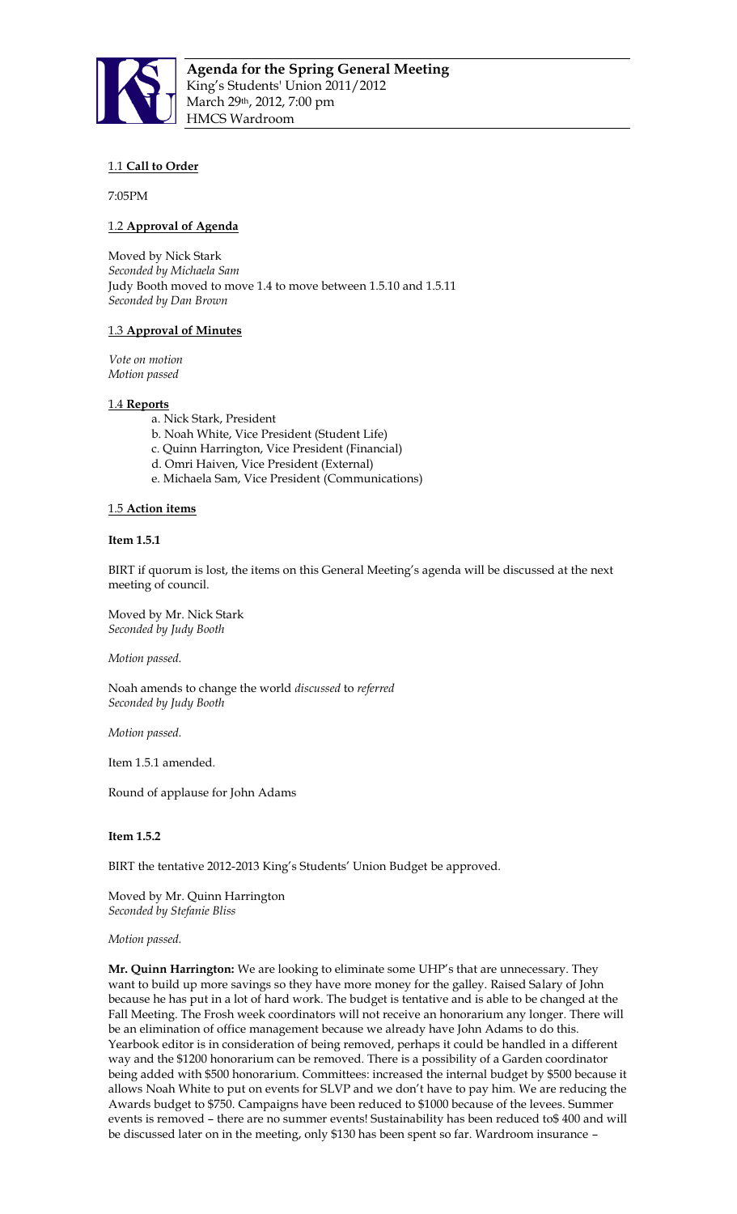**Agenda for the Spring General Meeting**
King's Students' Union 2011/2012
March 29th, 2012, 7:00 pm
HMCS Wardroom

## 1.1 **Call to Order**

7:05PM

## 1.2 **Approval of Agenda**

Moved by Nick Stark
*Seconded by Michaela Sam*
Judy Booth moved to move 1.4 to move between 1.5.10 and 1.5.11
*Seconded by Dan Brown*

## 1.3 **Approval of Minutes**

*Vote on motion*
*Motion passed*

## 1.4 **Reports**

a. Nick Stark, President
b. Noah White, Vice President (Student Life)
c. Quinn Harrington, Vice President (Financial)
d. Omri Haiven, Vice President (External)
e. Michaela Sam, Vice President (Communications)

## 1.5 **Action items**

**Item 1.5.1**

BIRT if quorum is lost, the items on this General Meeting's agenda will be discussed at the next meeting of council.

Moved by Mr. Nick Stark
*Seconded by Judy Booth*

*Motion passed.*

Noah amends to change the world *discussed* to *referred*
*Seconded by Judy Booth*

*Motion passed.*

Item 1.5.1 amended.

Round of applause for John Adams

**Item 1.5.2**

BIRT the tentative 2012-2013 King's Students' Union Budget be approved.

Moved by Mr. Quinn Harrington
*Seconded by Stefanie Bliss*

*Motion passed.*

**Mr. Quinn Harrington:** We are looking to eliminate some UHP's that are unnecessary. They want to build up more savings so they have more money for the galley. Raised Salary of John because he has put in a lot of hard work. The budget is tentative and is able to be changed at the Fall Meeting. The Frosh week coordinators will not receive an honorarium any longer. There will be an elimination of office management because we already have John Adams to do this. Yearbook editor is in consideration of being removed, perhaps it could be handled in a different way and the $1200 honorarium can be removed. There is a possibility of a Garden coordinator being added with $500 honorarium. Committees: increased the internal budget by $500 because it allows Noah White to put on events for SLVP and we don't have to pay him. We are reducing the Awards budget to $750. Campaigns have been reduced to $1000 because of the levees. Summer events is removed – there are no summer events! Sustainability has been reduced to$ 400 and will be discussed later on in the meeting, only $130 has been spent so far. Wardroom insurance –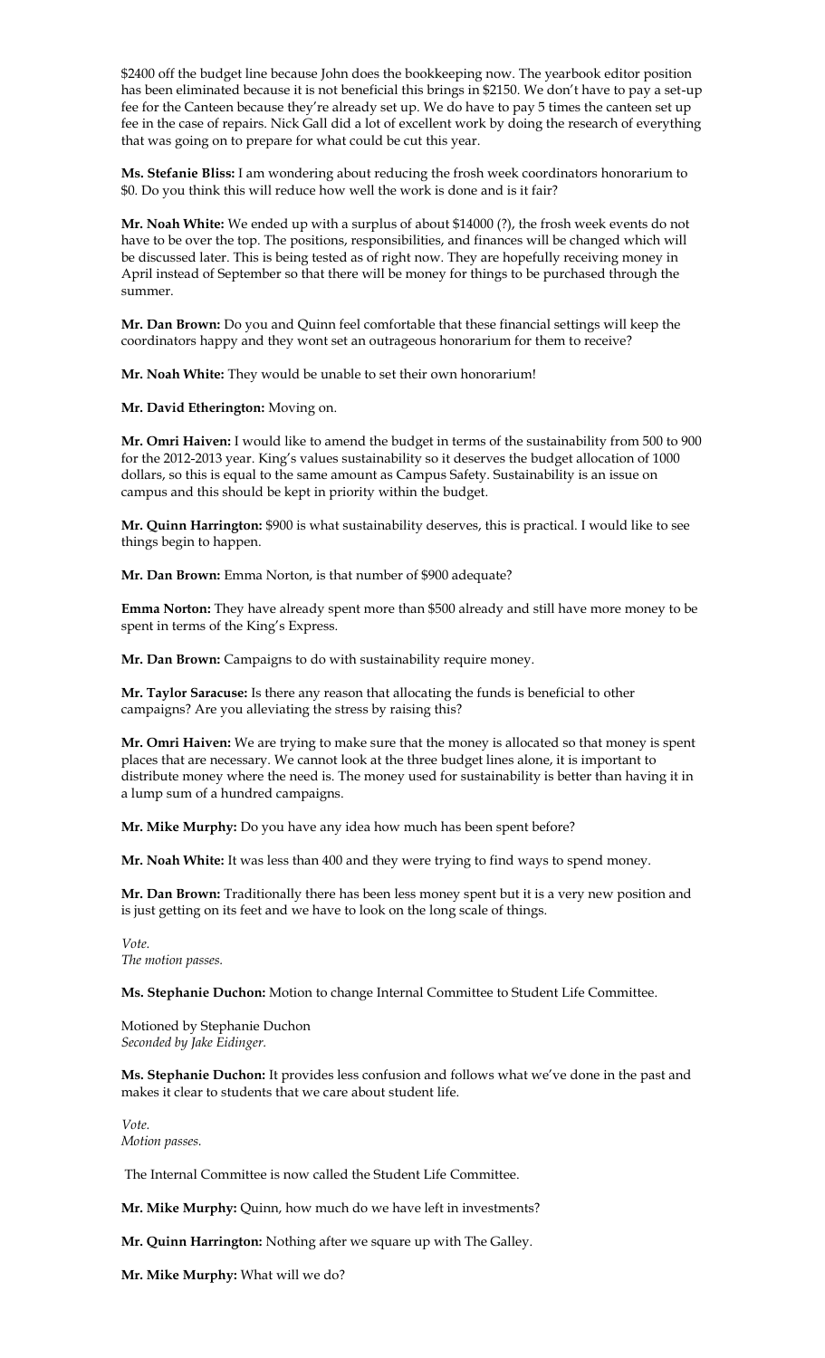$2400 off the budget line because John does the bookkeeping now. The yearbook editor position has been eliminated because it is not beneficial this brings in $2150. We don't have to pay a set-up fee for the Canteen because they're already set up. We do have to pay 5 times the canteen set up fee in the case of repairs. Nick Gall did a lot of excellent work by doing the research of everything that was going on to prepare for what could be cut this year.

**Ms. Stefanie Bliss:** I am wondering about reducing the frosh week coordinators honorarium to $0. Do you think this will reduce how well the work is done and is it fair?

**Mr. Noah White:** We ended up with a surplus of about $14000 (?), the frosh week events do not have to be over the top. The positions, responsibilities, and finances will be changed which will be discussed later. This is being tested as of right now. They are hopefully receiving money in April instead of September so that there will be money for things to be purchased through the summer.

**Mr. Dan Brown:** Do you and Quinn feel comfortable that these financial settings will keep the coordinators happy and they wont set an outrageous honorarium for them to receive?

**Mr. Noah White:** They would be unable to set their own honorarium!

**Mr. David Etherington:** Moving on.

**Mr. Omri Haiven:** I would like to amend the budget in terms of the sustainability from 500 to 900 for the 2012-2013 year. King's values sustainability so it deserves the budget allocation of 1000 dollars, so this is equal to the same amount as Campus Safety. Sustainability is an issue on campus and this should be kept in priority within the budget.

**Mr. Quinn Harrington:** $900 is what sustainability deserves, this is practical. I would like to see things begin to happen.

**Mr. Dan Brown:** Emma Norton, is that number of $900 adequate?

**Emma Norton:** They have already spent more than $500 already and still have more money to be spent in terms of the King's Express.

**Mr. Dan Brown:** Campaigns to do with sustainability require money.

**Mr. Taylor Saracuse:** Is there any reason that allocating the funds is beneficial to other campaigns? Are you alleviating the stress by raising this?

**Mr. Omri Haiven:** We are trying to make sure that the money is allocated so that money is spent places that are necessary. We cannot look at the three budget lines alone, it is important to distribute money where the need is. The money used for sustainability is better than having it in a lump sum of a hundred campaigns.

**Mr. Mike Murphy:** Do you have any idea how much has been spent before?

**Mr. Noah White:** It was less than 400 and they were trying to find ways to spend money.

**Mr. Dan Brown:** Traditionally there has been less money spent but it is a very new position and is just getting on its feet and we have to look on the long scale of things.

*Vote.*
*The motion passes.*

**Ms. Stephanie Duchon:** Motion to change Internal Committee to Student Life Committee.

Motioned by Stephanie Duchon
*Seconded by Jake Eidinger.*

**Ms. Stephanie Duchon:** It provides less confusion and follows what we've done in the past and makes it clear to students that we care about student life.

*Vote.*
*Motion passes.*

The Internal Committee is now called the Student Life Committee.

**Mr. Mike Murphy:** Quinn, how much do we have left in investments?

**Mr. Quinn Harrington:** Nothing after we square up with The Galley.

**Mr. Mike Murphy:** What will we do?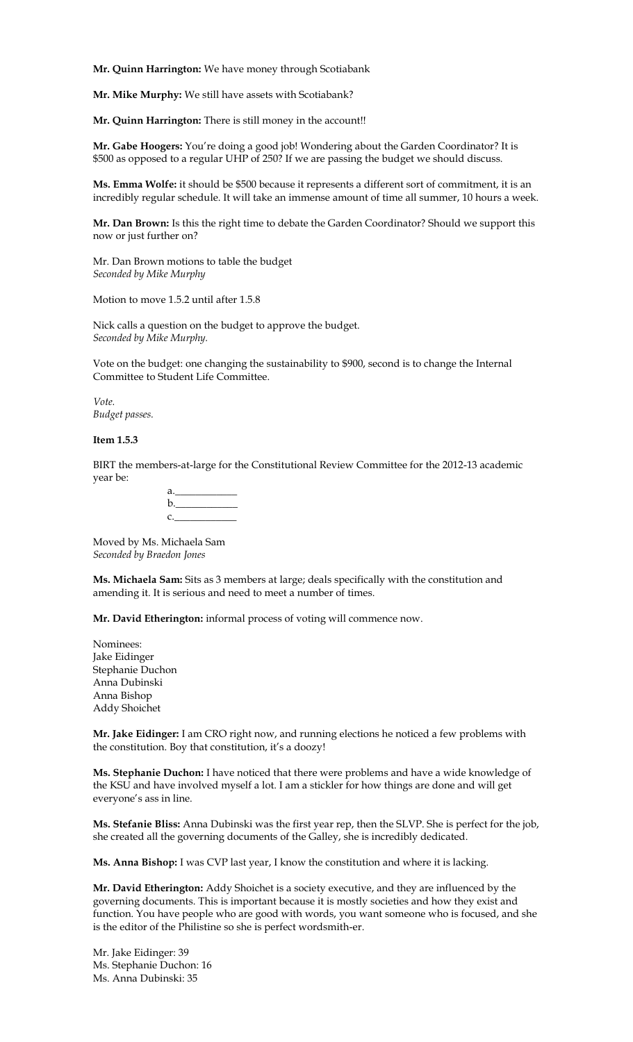**Mr. Quinn Harrington:** We have money through Scotiabank

**Mr. Mike Murphy:** We still have assets with Scotiabank?

**Mr. Quinn Harrington:** There is still money in the account!!

**Mr. Gabe Hoogers:** You're doing a good job! Wondering about the Garden Coordinator? It is $500 as opposed to a regular UHP of 250? If we are passing the budget we should discuss.

**Ms. Emma Wolfe:** it should be $500 because it represents a different sort of commitment, it is an incredibly regular schedule. It will take an immense amount of time all summer, 10 hours a week.

**Mr. Dan Brown:** Is this the right time to debate the Garden Coordinator? Should we support this now or just further on?

Mr. Dan Brown motions to table the budget
*Seconded by Mike Murphy*

Motion to move 1.5.2 until after 1.5.8

Nick calls a question on the budget to approve the budget.
*Seconded by Mike Murphy.*

Vote on the budget: one changing the sustainability to $900, second is to change the Internal Committee to Student Life Committee.

*Vote.*
*Budget passes.*

**Item 1.5.3**

BIRT the members-at-large for the Constitutional Review Committee for the 2012-13 academic year be:

a.____________
b.____________
c.____________

Moved by Ms. Michaela Sam
*Seconded by Braedon Jones*

**Ms. Michaela Sam:** Sits as 3 members at large; deals specifically with the constitution and amending it. It is serious and need to meet a number of times.

**Mr. David Etherington:** informal process of voting will commence now.

Nominees:
Jake Eidinger
Stephanie Duchon
Anna Dubinski
Anna Bishop
Addy Shoichet

**Mr. Jake Eidinger:** I am CRO right now, and running elections he noticed a few problems with the constitution. Boy that constitution, it's a doozy!

**Ms. Stephanie Duchon:** I have noticed that there were problems and have a wide knowledge of the KSU and have involved myself a lot. I am a stickler for how things are done and will get everyone's ass in line.

**Ms. Stefanie Bliss:** Anna Dubinski was the first year rep, then the SLVP. She is perfect for the job, she created all the governing documents of the Galley, she is incredibly dedicated.

**Ms. Anna Bishop:** I was CVP last year, I know the constitution and where it is lacking.

**Mr. David Etherington:** Addy Shoichet is a society executive, and they are influenced by the governing documents. This is important because it is mostly societies and how they exist and function. You have people who are good with words, you want someone who is focused, and she is the editor of the Philistine so she is perfect wordsmith-er.

Mr. Jake Eidinger: 39
Ms. Stephanie Duchon: 16
Ms. Anna Dubinski: 35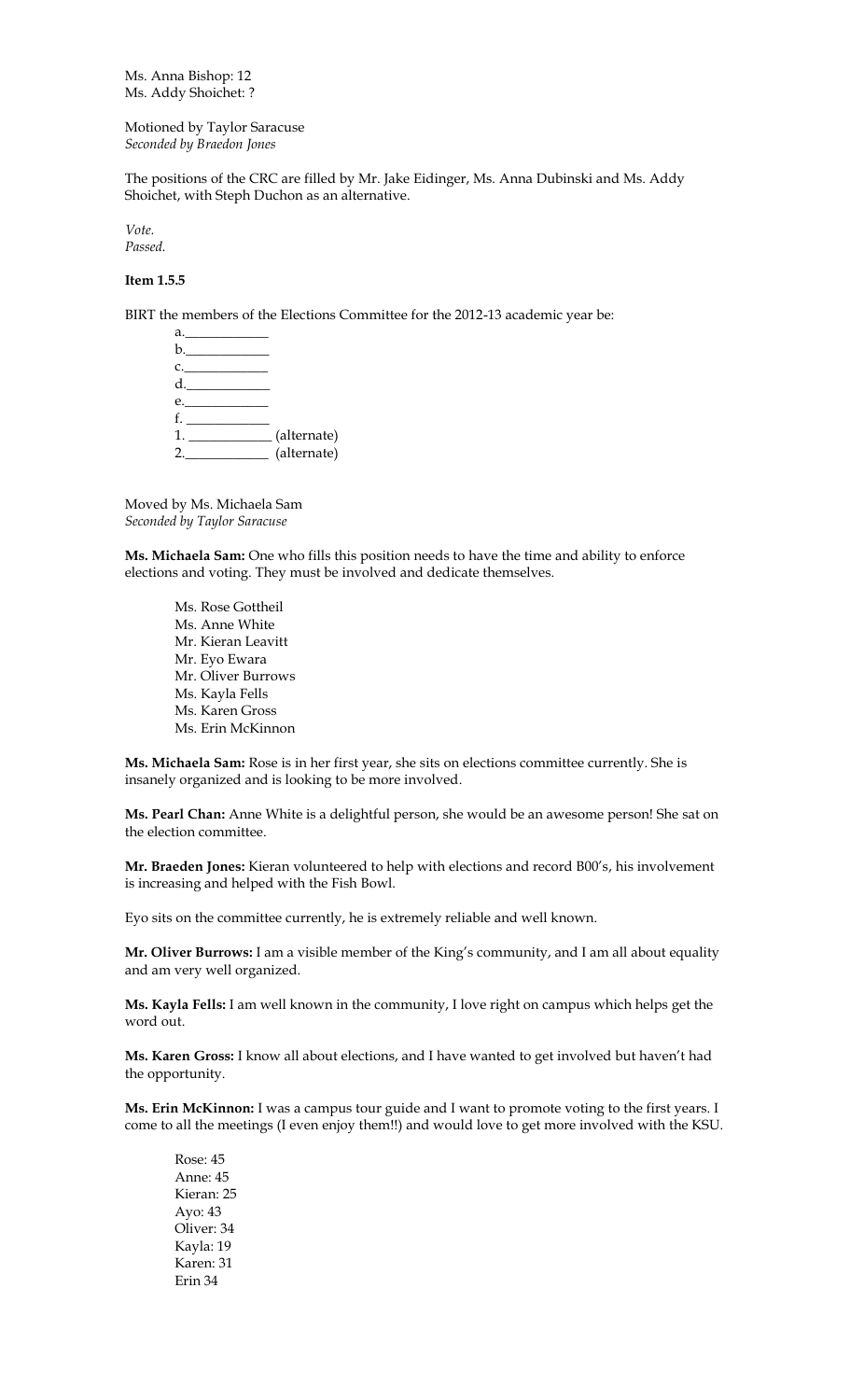Ms. Anna Bishop: 12
Ms. Addy Shoichet: ?

Motioned by Taylor Saracuse
*Seconded by Braedon Jones*

The positions of the CRC are filled by Mr. Jake Eidinger, Ms. Anna Dubinski and Ms. Addy Shoichet, with Steph Duchon as an alternative.

*Vote.*
*Passed.*

**Item 1.5.5**

BIRT the members of the Elections Committee for the 2012-13 academic year be:

a.____________
b.____________
c.____________
d.____________
e.____________
f. ____________
1. ____________ (alternate)
2. ____________ (alternate)

Moved by Ms. Michaela Sam
*Seconded by Taylor Saracuse*

**Ms. Michaela Sam:** One who fills this position needs to have the time and ability to enforce elections and voting. They must be involved and dedicate themselves.

Ms. Rose Gottheil
Ms. Anne White
Mr. Kieran Leavitt
Mr. Eyo Ewara
Mr. Oliver Burrows
Ms. Kayla Fells
Ms. Karen Gross
Ms. Erin McKinnon

**Ms. Michaela Sam:** Rose is in her first year, she sits on elections committee currently. She is insanely organized and is looking to be more involved.

**Ms. Pearl Chan:** Anne White is a delightful person, she would be an awesome person! She sat on the election committee.

**Mr. Braeden Jones:** Kieran volunteered to help with elections and record B00's, his involvement is increasing and helped with the Fish Bowl.

Eyo sits on the committee currently, he is extremely reliable and well known.

**Mr. Oliver Burrows:** I am a visible member of the King's community, and I am all about equality and am very well organized.

**Ms. Kayla Fells:** I am well known in the community, I love right on campus which helps get the word out.

**Ms. Karen Gross:** I know all about elections, and I have wanted to get involved but haven't had the opportunity.

**Ms. Erin McKinnon:** I was a campus tour guide and I want to promote voting to the first years. I come to all the meetings (I even enjoy them!!) and would love to get more involved with the KSU.

Rose: 45
Anne: 45
Kieran: 25
Ayo: 43
Oliver: 34
Kayla: 19
Karen: 31
Erin 34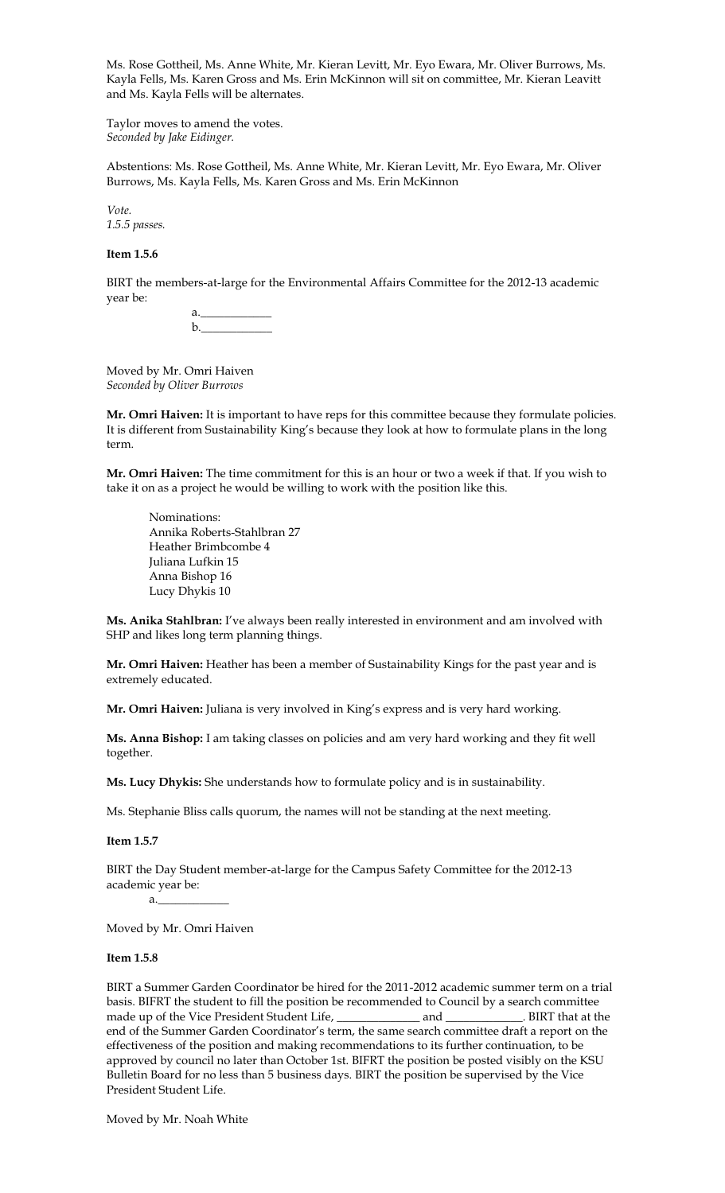Ms. Rose Gottheil, Ms. Anne White, Mr. Kieran Levitt, Mr. Eyo Ewara, Mr. Oliver Burrows, Ms. Kayla Fells, Ms. Karen Gross and Ms. Erin McKinnon will sit on committee, Mr. Kieran Leavitt and Ms. Kayla Fells will be alternates.

Taylor moves to amend the votes.
*Seconded by Jake Eidinger.*

Abstentions: Ms. Rose Gottheil, Ms. Anne White, Mr. Kieran Levitt, Mr. Eyo Ewara, Mr. Oliver Burrows, Ms. Kayla Fells, Ms. Karen Gross and Ms. Erin McKinnon

*Vote.*
*1.5.5 passes.*

**Item 1.5.6**

BIRT the members-at-large for the Environmental Affairs Committee for the 2012-13 academic year be:

a.____________
b.____________

Moved by Mr. Omri Haiven
*Seconded by Oliver Burrows*

**Mr. Omri Haiven:** It is important to have reps for this committee because they formulate policies. It is different from Sustainability King's because they look at how to formulate plans in the long term.

**Mr. Omri Haiven:** The time commitment for this is an hour or two a week if that. If you wish to take it on as a project he would be willing to work with the position like this.

Nominations:
Annika Roberts-Stahlbran 27
Heather Brimbcombe 4
Juliana Lufkin 15
Anna Bishop 16
Lucy Dhykis 10

**Ms. Anika Stahlbran:** I've always been really interested in environment and am involved with SHP and likes long term planning things.

**Mr. Omri Haiven:** Heather has been a member of Sustainability Kings for the past year and is extremely educated.

**Mr. Omri Haiven:** Juliana is very involved in King's express and is very hard working.

**Ms. Anna Bishop:** I am taking classes on policies and am very hard working and they fit well together.

**Ms. Lucy Dhykis:** She understands how to formulate policy and is in sustainability.

Ms. Stephanie Bliss calls quorum, the names will not be standing at the next meeting.

**Item 1.5.7**

BIRT the Day Student member-at-large for the Campus Safety Committee for the 2012-13 academic year be:

a.____________

Moved by Mr. Omri Haiven

**Item 1.5.8**

BIRT a Summer Garden Coordinator be hired for the 2011-2012 academic summer term on a trial basis. BIFRT the student to fill the position be recommended to Council by a search committee made up of the Vice President Student Life, ______________ and _____________. BIRT that at the end of the Summer Garden Coordinator's term, the same search committee draft a report on the effectiveness of the position and making recommendations to its further continuation, to be approved by council no later than October 1st. BIFRT the position be posted visibly on the KSU Bulletin Board for no less than 5 business days. BIRT the position be supervised by the Vice President Student Life.

Moved by Mr. Noah White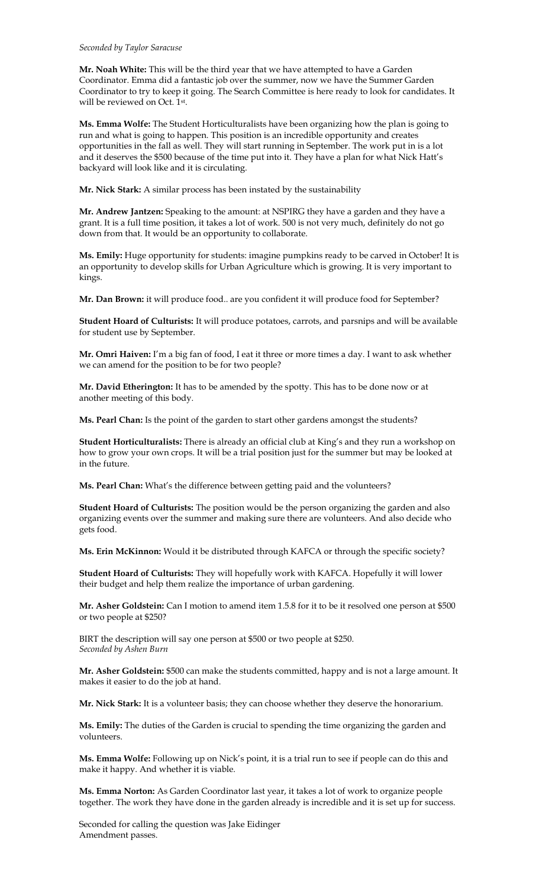*Seconded by Taylor Saracuse*

**Mr. Noah White:** This will be the third year that we have attempted to have a Garden Coordinator. Emma did a fantastic job over the summer, now we have the Summer Garden Coordinator to try to keep it going. The Search Committee is here ready to look for candidates. It will be reviewed on Oct. 1st.

**Ms. Emma Wolfe:** The Student Horticulturalists have been organizing how the plan is going to run and what is going to happen. This position is an incredible opportunity and creates opportunities in the fall as well. They will start running in September. The work put in is a lot and it deserves the $500 because of the time put into it. They have a plan for what Nick Hatt's backyard will look like and it is circulating.

**Mr. Nick Stark:** A similar process has been instated by the sustainability

**Mr. Andrew Jantzen:** Speaking to the amount: at NSPIRG they have a garden and they have a grant. It is a full time position, it takes a lot of work. 500 is not very much, definitely do not go down from that. It would be an opportunity to collaborate.

**Ms. Emily:** Huge opportunity for students: imagine pumpkins ready to be carved in October! It is an opportunity to develop skills for Urban Agriculture which is growing. It is very important to kings.

**Mr. Dan Brown:** it will produce food.. are you confident it will produce food for September?

**Student Hoard of Culturists:** It will produce potatoes, carrots, and parsnips and will be available for student use by September.

**Mr. Omri Haiven:** I'm a big fan of food, I eat it three or more times a day. I want to ask whether we can amend for the position to be for two people?

**Mr. David Etherington:** It has to be amended by the spotty. This has to be done now or at another meeting of this body.

**Ms. Pearl Chan:** Is the point of the garden to start other gardens amongst the students?

**Student Horticulturalists:** There is already an official club at King's and they run a workshop on how to grow your own crops. It will be a trial position just for the summer but may be looked at in the future.

**Ms. Pearl Chan:** What's the difference between getting paid and the volunteers?

**Student Hoard of Culturists:** The position would be the person organizing the garden and also organizing events over the summer and making sure there are volunteers. And also decide who gets food.

**Ms. Erin McKinnon:** Would it be distributed through KAFCA or through the specific society?

**Student Hoard of Culturists:** They will hopefully work with KAFCA. Hopefully it will lower their budget and help them realize the importance of urban gardening.

**Mr. Asher Goldstein:** Can I motion to amend item 1.5.8 for it to be it resolved one person at $500 or two people at $250?

BIRT the description will say one person at $500 or two people at $250.
*Seconded by Ashen Burn*

**Mr. Asher Goldstein:** $500 can make the students committed, happy and is not a large amount. It makes it easier to do the job at hand.

**Mr. Nick Stark:** It is a volunteer basis; they can choose whether they deserve the honorarium.

**Ms. Emily:** The duties of the Garden is crucial to spending the time organizing the garden and volunteers.

**Ms. Emma Wolfe:** Following up on Nick's point, it is a trial run to see if people can do this and make it happy. And whether it is viable.

**Ms. Emma Norton:** As Garden Coordinator last year, it takes a lot of work to organize people together. The work they have done in the garden already is incredible and it is set up for success.

Seconded for calling the question was Jake Eidinger
Amendment passes.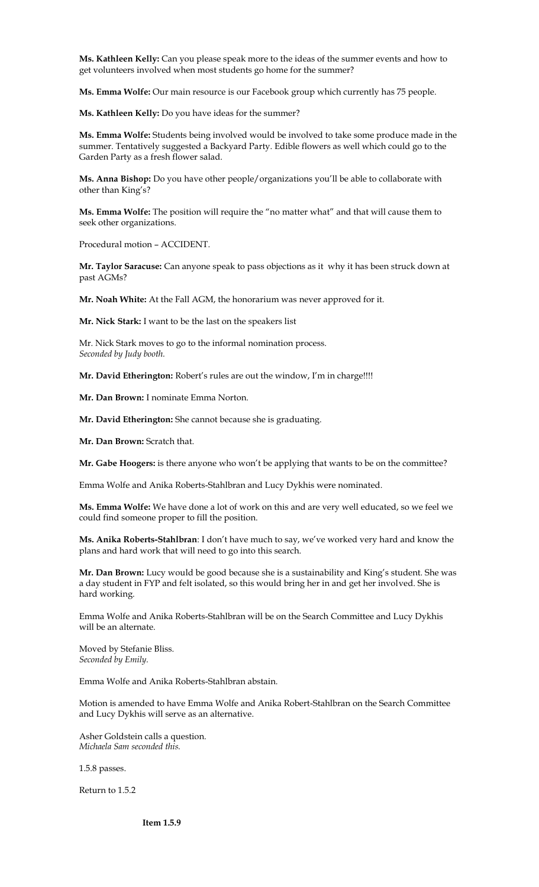**Ms. Kathleen Kelly:** Can you please speak more to the ideas of the summer events and how to get volunteers involved when most students go home for the summer?

**Ms. Emma Wolfe:** Our main resource is our Facebook group which currently has 75 people.

**Ms. Kathleen Kelly:** Do you have ideas for the summer?

**Ms. Emma Wolfe:** Students being involved would be involved to take some produce made in the summer. Tentatively suggested a Backyard Party. Edible flowers as well which could go to the Garden Party as a fresh flower salad.

**Ms. Anna Bishop:** Do you have other people/organizations you'll be able to collaborate with other than King's?

**Ms. Emma Wolfe:** The position will require the "no matter what" and that will cause them to seek other organizations.

Procedural motion – ACCIDENT.

**Mr. Taylor Saracuse:** Can anyone speak to pass objections as it why it has been struck down at past AGMs?

**Mr. Noah White:** At the Fall AGM, the honorarium was never approved for it.

**Mr. Nick Stark:** I want to be the last on the speakers list

Mr. Nick Stark moves to go to the informal nomination process.
*Seconded by Judy booth.*

**Mr. David Etherington:** Robert's rules are out the window, I'm in charge!!!!

**Mr. Dan Brown:** I nominate Emma Norton.

**Mr. David Etherington:** She cannot because she is graduating.

**Mr. Dan Brown:** Scratch that.

**Mr. Gabe Hoogers:** is there anyone who won't be applying that wants to be on the committee?

Emma Wolfe and Anika Roberts-Stahlbran and Lucy Dykhis were nominated.

**Ms. Emma Wolfe:** We have done a lot of work on this and are very well educated, so we feel we could find someone proper to fill the position.

**Ms. Anika Roberts-Stahlbran**: I don't have much to say, we've worked very hard and know the plans and hard work that will need to go into this search.

**Mr. Dan Brown:** Lucy would be good because she is a sustainability and King's student. She was a day student in FYP and felt isolated, so this would bring her in and get her involved. She is hard working.

Emma Wolfe and Anika Roberts-Stahlbran will be on the Search Committee and Lucy Dykhis will be an alternate.

Moved by Stefanie Bliss.
*Seconded by Emily.*

Emma Wolfe and Anika Roberts-Stahlbran abstain.

Motion is amended to have Emma Wolfe and Anika Robert-Stahlbran on the Search Committee and Lucy Dykhis will serve as an alternative.

Asher Goldstein calls a question.
*Michaela Sam seconded this.*

1.5.8 passes.

Return to 1.5.2

**Item 1.5.9**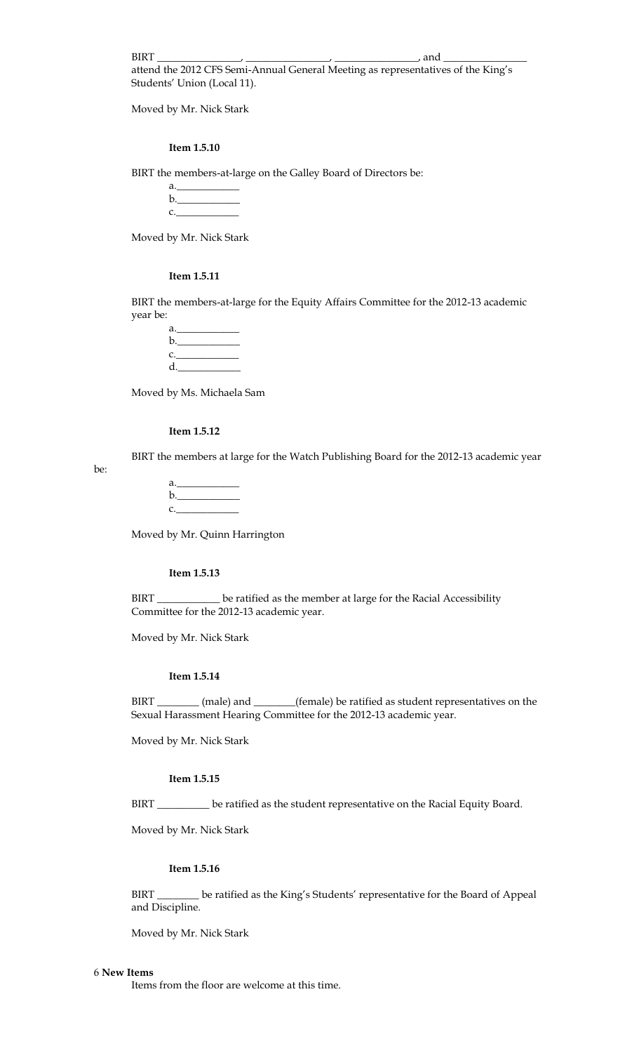BIRT ________________, ________________, ________________, and ________________ attend the 2012 CFS Semi-Annual General Meeting as representatives of the King's Students' Union (Local 11).

Moved by Mr. Nick Stark

**Item 1.5.10**

BIRT the members-at-large on the Galley Board of Directors be:

a.____________
b.____________
c.____________

Moved by Mr. Nick Stark

**Item 1.5.11**

BIRT the members-at-large for the Equity Affairs Committee for the 2012-13 academic year be:

a.____________
b.____________
c.____________
d.____________

Moved by Ms. Michaela Sam

**Item 1.5.12**

BIRT the members at large for the Watch Publishing Board for the 2012-13 academic year be:

a.____________
b.____________
c.____________

Moved by Mr. Quinn Harrington

**Item 1.5.13**

BIRT ____________ be ratified as the member at large for the Racial Accessibility Committee for the 2012-13 academic year.

Moved by Mr. Nick Stark

**Item 1.5.14**

BIRT ________ (male) and ________(female) be ratified as student representatives on the Sexual Harassment Hearing Committee for the 2012-13 academic year.

Moved by Mr. Nick Stark

**Item 1.5.15**

BIRT __________ be ratified as the student representative on the Racial Equity Board.

Moved by Mr. Nick Stark

**Item 1.5.16**

BIRT ________ be ratified as the King's Students' representative for the Board of Appeal and Discipline.

Moved by Mr. Nick Stark

6 **New Items**

Items from the floor are welcome at this time.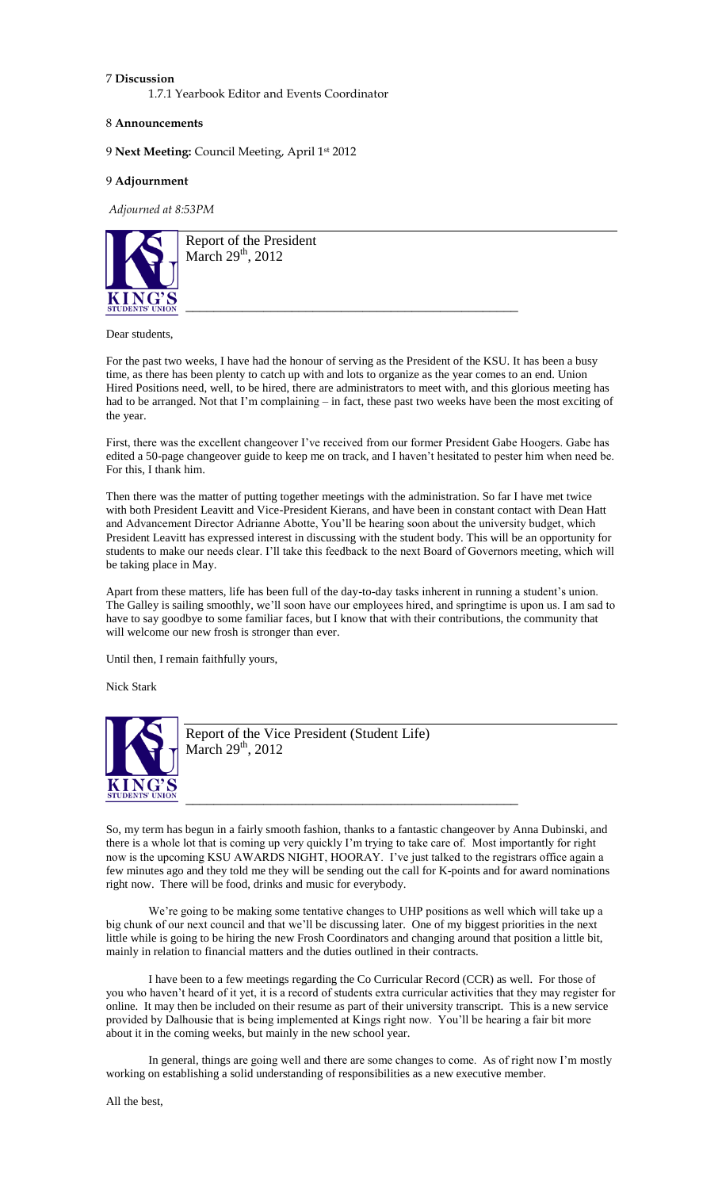7 **Discussion**

1.7.1 Yearbook Editor and Events Coordinator

8 **Announcements**

9 **Next Meeting:** Council Meeting, April 1st 2012

9 **Adjournment**

*Adjourned at 8:53PM*

## Report of the President
March 29th, 2012

Dear students,

For the past two weeks, I have had the honour of serving as the President of the KSU. It has been a busy time, as there has been plenty to catch up with and lots to organize as the year comes to an end. Union Hired Positions need, well, to be hired, there are administrators to meet with, and this glorious meeting has had to be arranged. Not that I'm complaining – in fact, these past two weeks have been the most exciting of the year.

First, there was the excellent changeover I've received from our former President Gabe Hoogers. Gabe has edited a 50-page changeover guide to keep me on track, and I haven't hesitated to pester him when need be. For this, I thank him.

Then there was the matter of putting together meetings with the administration. So far I have met twice with both President Leavitt and Vice-President Kierans, and have been in constant contact with Dean Hatt and Advancement Director Adrianne Abotte, You'll be hearing soon about the university budget, which President Leavitt has expressed interest in discussing with the student body. This will be an opportunity for students to make our needs clear. I'll take this feedback to the next Board of Governors meeting, which will be taking place in May.

Apart from these matters, life has been full of the day-to-day tasks inherent in running a student's union. The Galley is sailing smoothly, we'll soon have our employees hired, and springtime is upon us. I am sad to have to say goodbye to some familiar faces, but I know that with their contributions, the community that will welcome our new frosh is stronger than ever.

Until then, I remain faithfully yours,

Nick Stark

## Report of the Vice President (Student Life)
March 29th, 2012

So, my term has begun in a fairly smooth fashion, thanks to a fantastic changeover by Anna Dubinski, and there is a whole lot that is coming up very quickly I'm trying to take care of. Most importantly for right now is the upcoming KSU AWARDS NIGHT, HOORAY. I've just talked to the registrars office again a few minutes ago and they told me they will be sending out the call for K-points and for award nominations right now. There will be food, drinks and music for everybody.

We're going to be making some tentative changes to UHP positions as well which will take up a big chunk of our next council and that we'll be discussing later. One of my biggest priorities in the next little while is going to be hiring the new Frosh Coordinators and changing around that position a little bit, mainly in relation to financial matters and the duties outlined in their contracts.

I have been to a few meetings regarding the Co Curricular Record (CCR) as well. For those of you who haven't heard of it yet, it is a record of students extra curricular activities that they may register for online. It may then be included on their resume as part of their university transcript. This is a new service provided by Dalhousie that is being implemented at Kings right now. You'll be hearing a fair bit more about it in the coming weeks, but mainly in the new school year.

In general, things are going well and there are some changes to come. As of right now I'm mostly working on establishing a solid understanding of responsibilities as a new executive member.

All the best,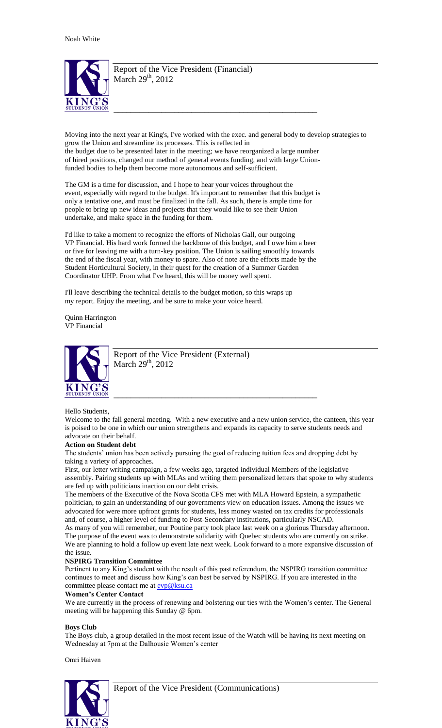Noah White

## Report of the Vice President (Financial)

March 29th, 2012

Moving into the next year at King's, I've worked with the exec. and general body to develop strategies to grow the Union and streamline its processes. This is reflected in the budget due to be presented later in the meeting; we have reorganized a large number of hired positions, changed our method of general events funding, and with large Union-funded bodies to help them become more autonomous and self-sufficient.

The GM is a time for discussion, and I hope to hear your voices throughout the event, especially with regard to the budget. It's important to remember that this budget is only a tentative one, and must be finalized in the fall. As such, there is ample time for people to bring up new ideas and projects that they would like to see their Union undertake, and make space in the funding for them.

I'd like to take a moment to recognize the efforts of Nicholas Gall, our outgoing VP Financial. His hard work formed the backbone of this budget, and I owe him a beer or five for leaving me with a turn-key position. The Union is sailing smoothly towards the end of the fiscal year, with money to spare. Also of note are the efforts made by the Student Horticultural Society, in their quest for the creation of a Summer Garden Coordinator UHP. From what I've heard, this will be money well spent.

I'll leave describing the technical details to the budget motion, so this wraps up my report. Enjoy the meeting, and be sure to make your voice heard.

Quinn Harrington
VP Financial

## Report of the Vice President (External)

March 29th, 2012

Hello Students,

Welcome to the fall general meeting. With a new executive and a new union service, the canteen, this year is poised to be one in which our union strengthens and expands its capacity to serve students needs and advocate on their behalf.

**Action on Student debt**

The students' union has been actively pursuing the goal of reducing tuition fees and dropping debt by taking a variety of approaches.

First, our letter writing campaign, a few weeks ago, targeted individual Members of the legislative assembly. Pairing students up with MLAs and writing them personalized letters that spoke to why students are fed up with politicians inaction on our debt crisis.

The members of the Executive of the Nova Scotia CFS met with MLA Howard Epstein, a sympathetic politician, to gain an understanding of our governments view on education issues. Among the issues we advocated for were more upfront grants for students, less money wasted on tax credits for professionals and, of course, a higher level of funding to Post-Secondary institutions, particularly NSCAD.

As many of you will remember, our Poutine party took place last week on a glorious Thursday afternoon. The purpose of the event was to demonstrate solidarity with Quebec students who are currently on strike. We are planning to hold a follow up event late next week. Look forward to a more expansive discussion of the issue.

**NSPIRG Transition Committee**

Pertinent to any King's student with the result of this past referendum, the NSPIRG transition committee continues to meet and discuss how King's can best be served by NSPIRG. If you are interested in the committee please contact me at evp@ksu.ca

**Women's Center Contact**

We are currently in the process of renewing and bolstering our ties with the Women's center. The General meeting will be happening this Sunday @ 6pm.

**Boys Club**

The Boys club, a group detailed in the most recent issue of the Watch will be having its next meeting on Wednesday at 7pm at the Dalhousie Women's center

Omri Haiven

## Report of the Vice President (Communications)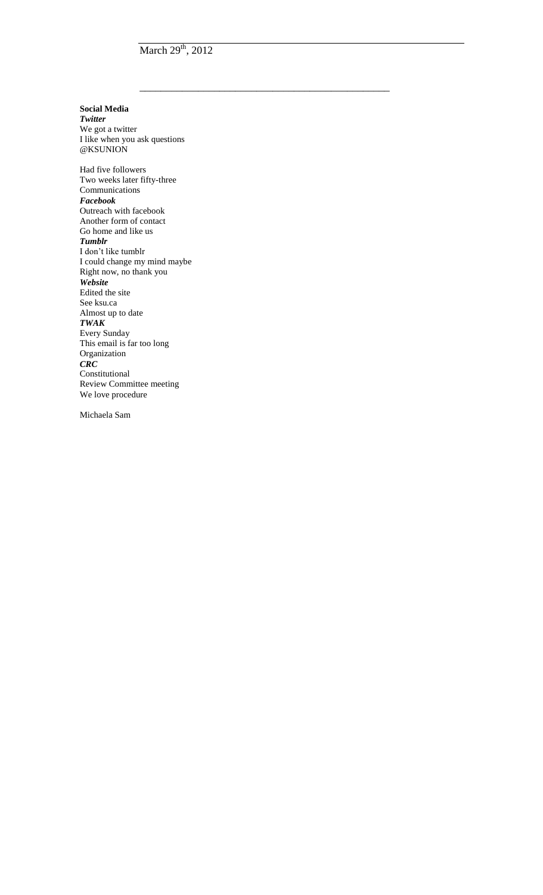March 29th, 2012

---

**Social Media**

***Twitter***

We got a twitter
I like when you ask questions
@KSUNION

Had five followers
Two weeks later fifty-three
Communications

***Facebook***

Outreach with facebook
Another form of contact
Go home and like us

***Tumblr***

I don't like tumblr
I could change my mind maybe
Right now, no thank you

***Website***

Edited the site
See ksu.ca
Almost up to date

***TWAK***

Every Sunday
This email is far too long
Organization

***CRC***

Constitutional
Review Committee meeting
We love procedure

Michaela Sam